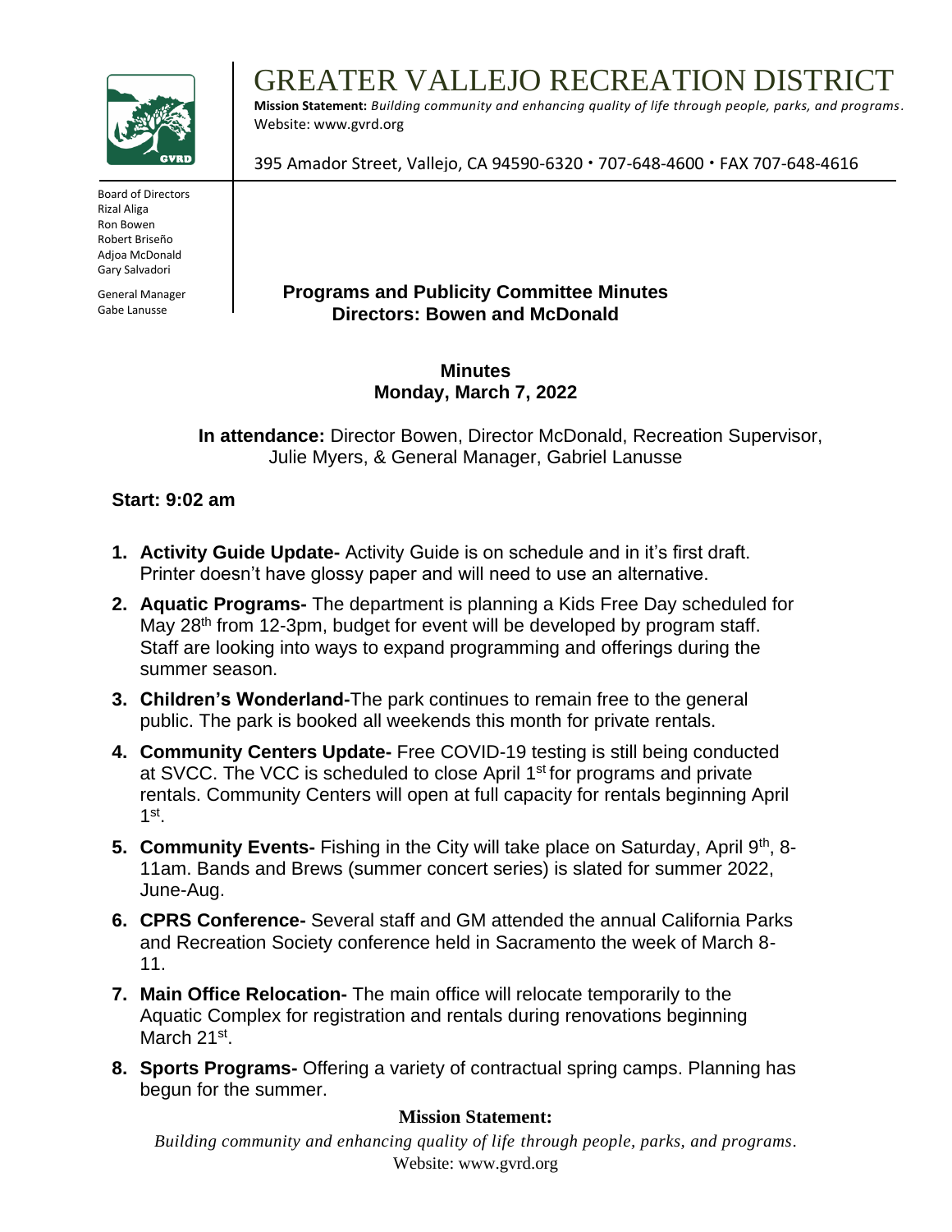# GREATER VALLEJO RECREATION DISTRICT

**Mission Statement:** *Building community and enhancing quality of life through people, parks, and programs.*
Website: www.gvrd.org

395 Amador Street, Vallejo, CA 94590-6320 • 707-648-4600 • FAX 707-648-4616

Board of Directors
Rizal Aliga
Ron Bowen
Robert Briseño
Adjoa McDonald
Gary Salvadori

General Manager
Gabe Lanusse

## Programs and Publicity Committee Minutes
## Directors: Bowen and McDonald

### Minutes
### Monday, March 7, 2022

**In attendance:** Director Bowen, Director McDonald, Recreation Supervisor, Julie Myers, & General Manager, Gabriel Lanusse

**Start: 9:02 am**

1. **Activity Guide Update-** Activity Guide is on schedule and in it's first draft. Printer doesn't have glossy paper and will need to use an alternative.
2. **Aquatic Programs-** The department is planning a Kids Free Day scheduled for May 28th from 12-3pm, budget for event will be developed by program staff. Staff are looking into ways to expand programming and offerings during the summer season.
3. **Children's Wonderland-**The park continues to remain free to the general public. The park is booked all weekends this month for private rentals.
4. **Community Centers Update-** Free COVID-19 testing is still being conducted at SVCC. The VCC is scheduled to close April 1st for programs and private rentals. Community Centers will open at full capacity for rentals beginning April 1st.
5. **Community Events-** Fishing in the City will take place on Saturday, April 9th, 8-11am. Bands and Brews (summer concert series) is slated for summer 2022, June-Aug.
6. **CPRS Conference-** Several staff and GM attended the annual California Parks and Recreation Society conference held in Sacramento the week of March 8-11.
7. **Main Office Relocation-** The main office will relocate temporarily to the Aquatic Complex for registration and rentals during renovations beginning March 21st.
8. **Sports Programs-** Offering a variety of contractual spring camps. Planning has begun for the summer.

**Mission Statement:**

*Building community and enhancing quality of life through people, parks, and programs.*
Website: www.gvrd.org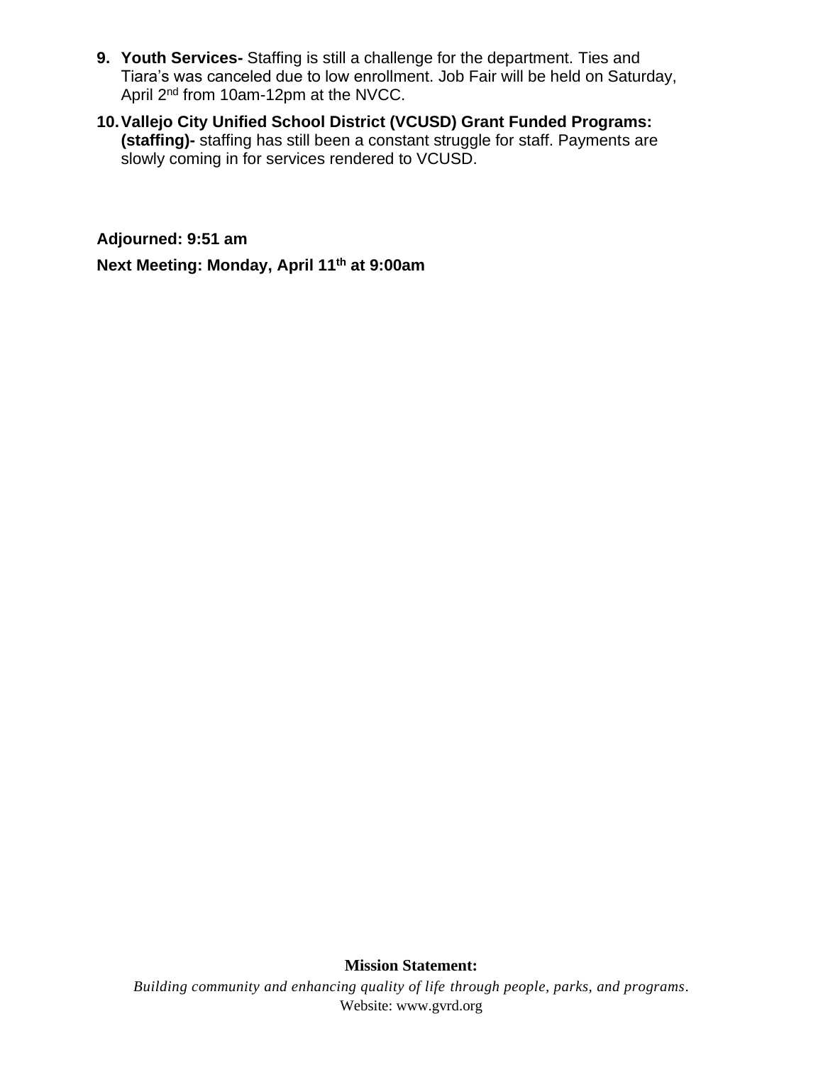9. **Youth Services-** Staffing is still a challenge for the department. Ties and Tiara's was canceled due to low enrollment. Job Fair will be held on Saturday, April 2nd from 10am-12pm at the NVCC.

10. **Vallejo City Unified School District (VCUSD) Grant Funded Programs: (staffing)-** staffing has still been a constant struggle for staff. Payments are slowly coming in for services rendered to VCUSD.

**Adjourned: 9:51 am**

**Next Meeting: Monday, April 11th at 9:00am**

**Mission Statement:**

*Building community and enhancing quality of life through people, parks, and programs.*

Website: www.gvrd.org